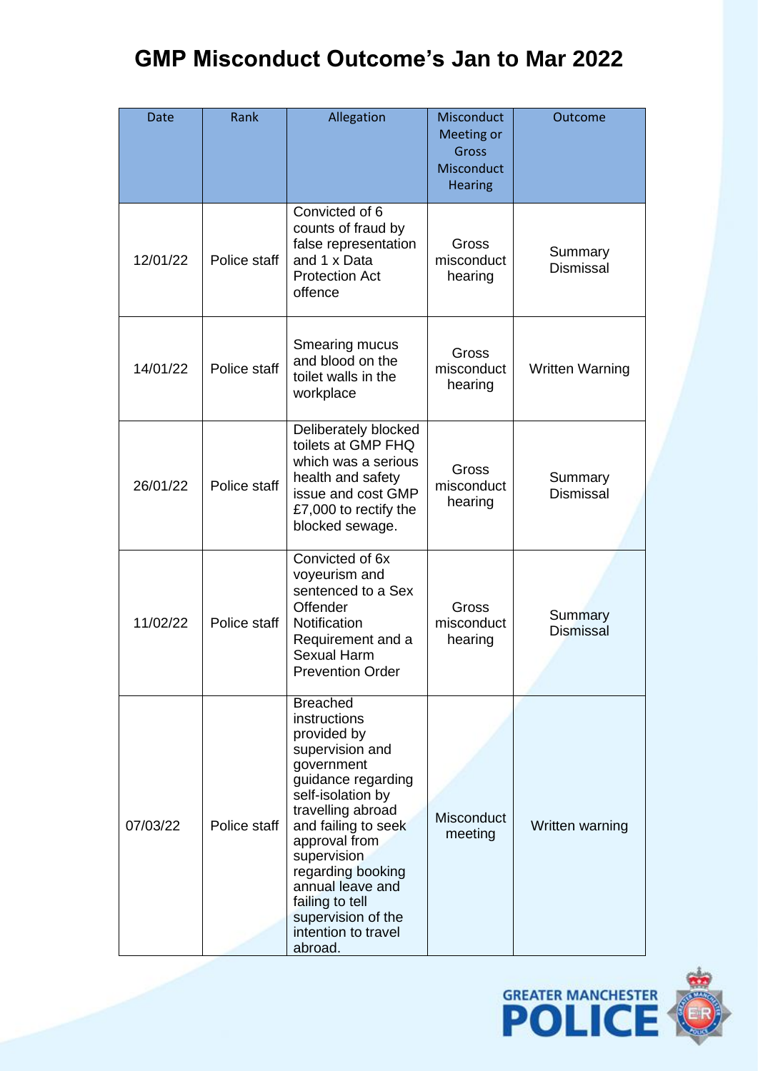# GMP Misconduct Outcome's Jan to Mar 2022

| Date | Rank | Allegation | Misconduct Meeting or Gross Misconduct Hearing | Outcome |
|---|---|---|---|---|
| 12/01/22 | Police staff | Convicted of 6 counts of fraud by false representation and 1 x Data Protection Act offence | Gross misconduct hearing | Summary Dismissal |
| 14/01/22 | Police staff | Smearing mucus and blood on the toilet walls in the workplace | Gross misconduct hearing | Written Warning |
| 26/01/22 | Police staff | Deliberately blocked toilets at GMP FHQ which was a serious health and safety issue and cost GMP £7,000 to rectify the blocked sewage. | Gross misconduct hearing | Summary Dismissal |
| 11/02/22 | Police staff | Convicted of 6x voyeurism and sentenced to a Sex Offender Notification Requirement and a Sexual Harm Prevention Order | Gross misconduct hearing | Summary Dismissal |
| 07/03/22 | Police staff | Breached instructions provided by supervision and government guidance regarding self-isolation by travelling abroad and failing to seek approval from supervision regarding booking annual leave and failing to tell supervision of the intention to travel abroad. | Misconduct meeting | Written warning |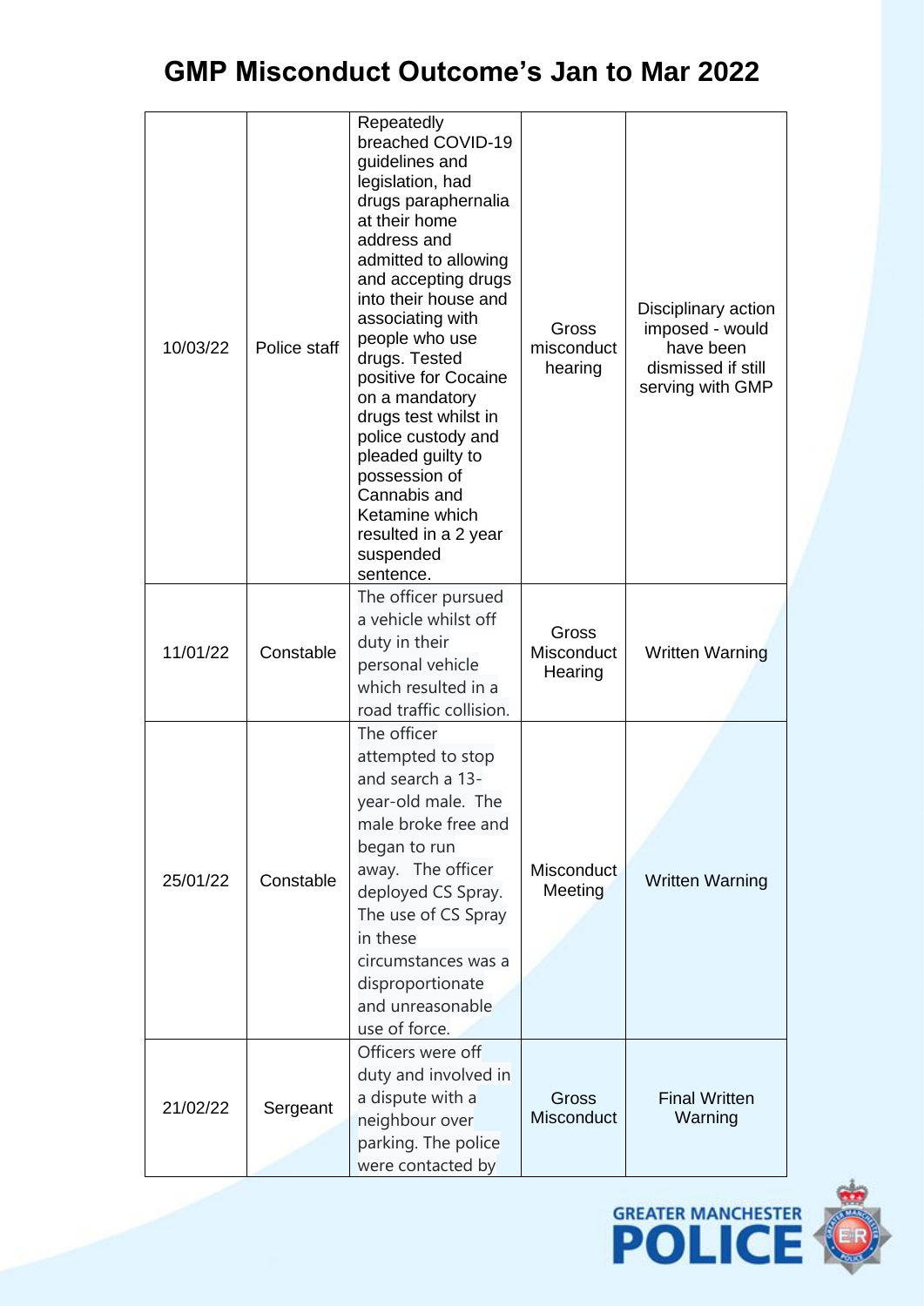# GMP Misconduct Outcome's Jan to Mar 2022

| | | | | |
|---|---|---|---|---|
| 10/03/22 | Police staff | Repeatedly breached COVID-19 guidelines and legislation, had drugs paraphernalia at their home address and admitted to allowing and accepting drugs into their house and associating with people who use drugs. Tested positive for Cocaine on a mandatory drugs test whilst in police custody and pleaded guilty to possession of Cannabis and Ketamine which resulted in a 2 year suspended sentence. | Gross misconduct hearing | Disciplinary action imposed - would have been dismissed if still serving with GMP |
| 11/01/22 | Constable | The officer pursued a vehicle whilst off duty in their personal vehicle which resulted in a road traffic collision. | Gross Misconduct Hearing | Written Warning |
| 25/01/22 | Constable | The officer attempted to stop and search a 13-year-old male. The male broke free and began to run away. The officer deployed CS Spray. The use of CS Spray in these circumstances was a disproportionate and unreasonable use of force. | Misconduct Meeting | Written Warning |
| 21/02/22 | Sergeant | Officers were off duty and involved in a dispute with a neighbour over parking. The police were contacted by | Gross Misconduct | Final Written Warning |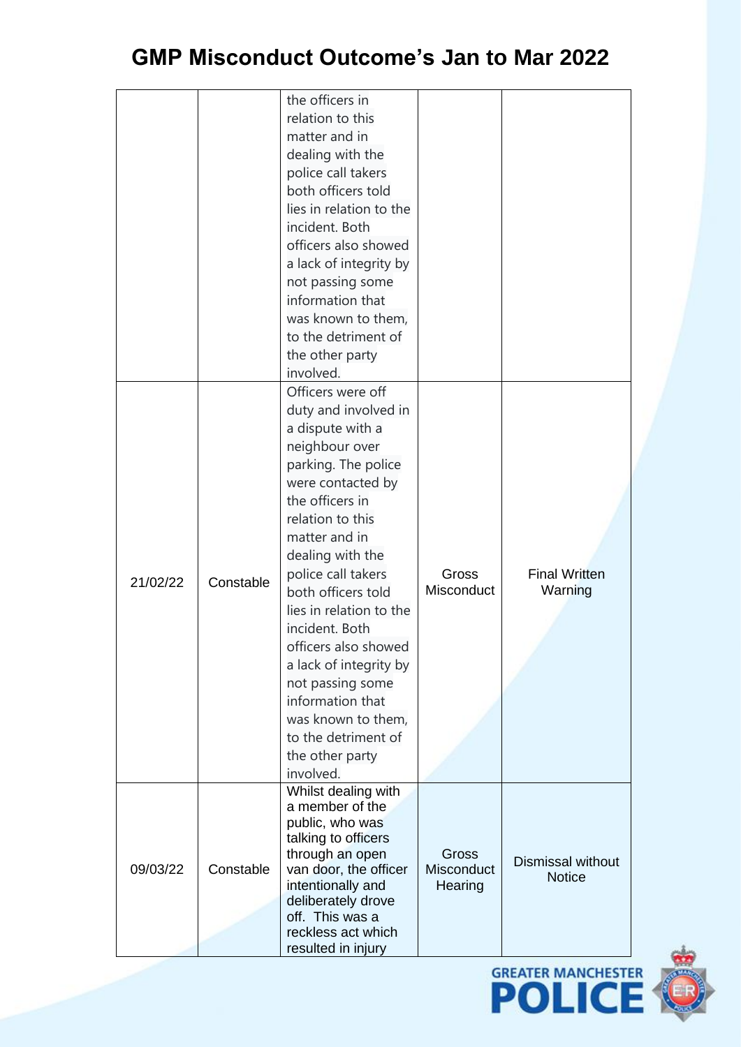# GMP Misconduct Outcome's Jan to Mar 2022

| | | | | |
|---|---|---|---|---|
| | | the officers in relation to this matter and in dealing with the police call takers both officers told lies in relation to the incident. Both officers also showed a lack of integrity by not passing some information that was known to them, to the detriment of the other party involved. | | |
| 21/02/22 | Constable | Officers were off duty and involved in a dispute with a neighbour over parking. The police were contacted by the officers in relation to this matter and in dealing with the police call takers both officers told lies in relation to the incident. Both officers also showed a lack of integrity by not passing some information that was known to them, to the detriment of the other party involved. | Gross Misconduct | Final Written Warning |
| 09/03/22 | Constable | Whilst dealing with a member of the public, who was talking to officers through an open van door, the officer intentionally and deliberately drove off. This was a reckless act which resulted in injury | Gross Misconduct Hearing | Dismissal without Notice |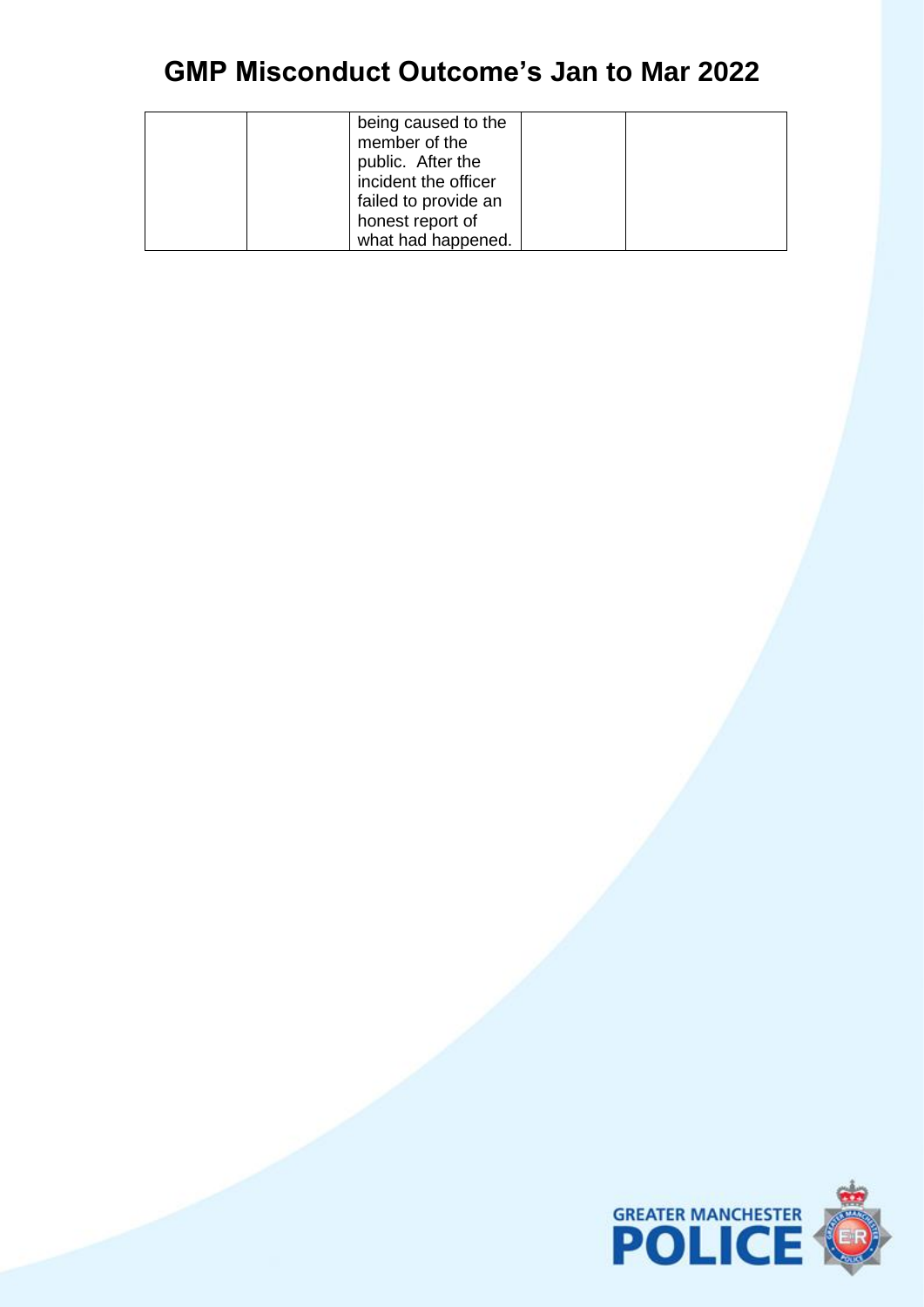# GMP Misconduct Outcome's Jan to Mar 2022

| | | | | |
|---|---|---|---|---|
| | | being caused to the member of the public. After the incident the officer failed to provide an honest report of what had happened. | | |